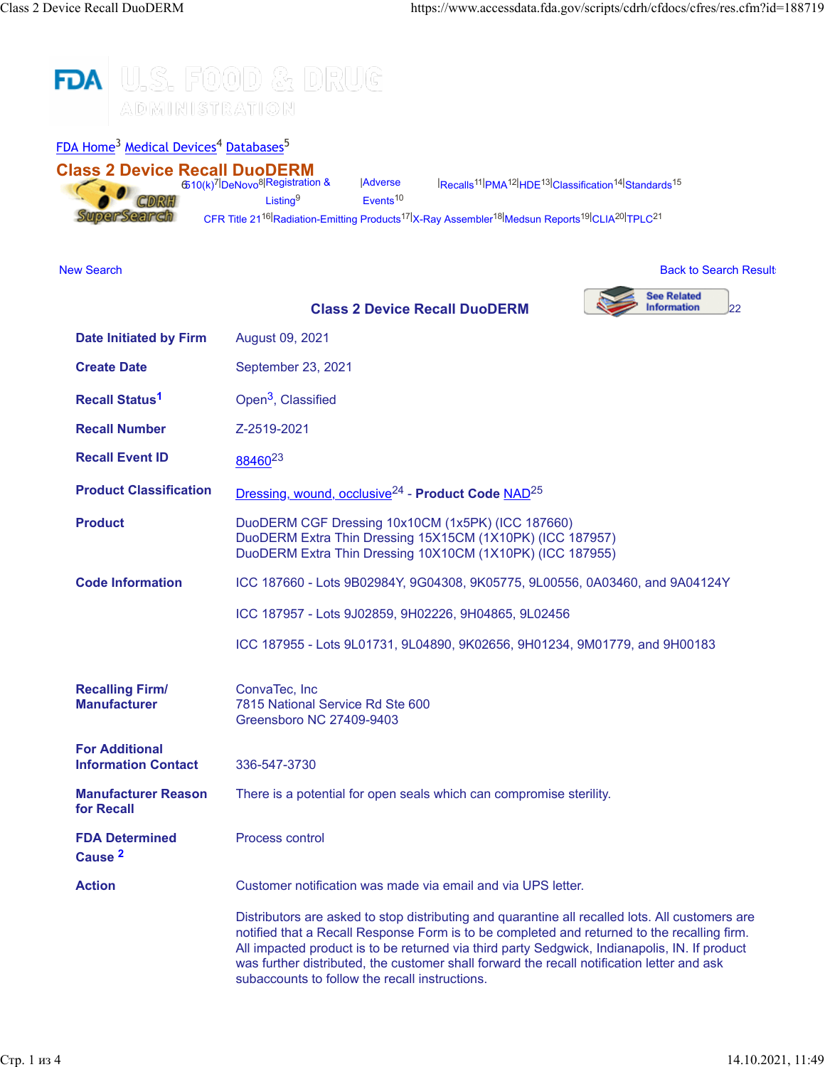FDA Home[3] Medical Devices[4] Databases[5]

# Class 2 Device Recall DuoDERM

510(k)[7] | DeNovo[8] | Registration & Listing[9] | Adverse Events[10] | Recalls[11] | PMA[12] | HDE[13] | Classification[14] | Standards[15]
CFR Title 21[16] | Radiation-Emitting Products[17] | X-Ray Assembler[18] | Medsun Reports[19] | CLIA[20] | TPLC[21]

New Search    Back to Search Result

## Class 2 Device Recall DuoDERM

See Related Information[22]

| | |
|---|---|
| **Date Initiated by Firm** | August 09, 2021 |
| **Create Date** | September 23, 2021 |
| **Recall Status[1]** | Open[3], Classified |
| **Recall Number** | Z-2519-2021 |
| **Recall Event ID** | 88460[23] |
| **Product Classification** | Dressing, wound, occlusive[24] - **Product Code** NAD[25] |
| **Product** | DuoDERM CGF Dressing 10x10CM (1x5PK) (ICC 187660)<br>DuoDERM Extra Thin Dressing 15X15CM (1X10PK) (ICC 187957)<br>DuoDERM Extra Thin Dressing 10X10CM (1X10PK) (ICC 187955) |
| **Code Information** | ICC 187660 - Lots 9B02984Y, 9G04308, 9K05775, 9L00556, 0A03460, and 9A04124Y<br><br>ICC 187957 - Lots 9J02859, 9H02226, 9H04865, 9L02456<br><br>ICC 187955 - Lots 9L01731, 9L04890, 9K02656, 9H01234, 9M01779, and 9H00183 |
| **Recalling Firm/ Manufacturer** | ConvaTec, Inc<br>7815 National Service Rd Ste 600<br>Greensboro NC 27409-9403 |
| **For Additional Information Contact** | 336-547-3730 |
| **Manufacturer Reason for Recall** | There is a potential for open seals which can compromise sterility. |
| **FDA Determined Cause [2]** | Process control |
| **Action** | Customer notification was made via email and via UPS letter.<br><br>Distributors are asked to stop distributing and quarantine all recalled lots. All customers are notified that a Recall Response Form is to be completed and returned to the recalling firm. All impacted product is to be returned via third party Sedgwick, Indianapolis, IN. If product was further distributed, the customer shall forward the recall notification letter and ask subaccounts to follow the recall instructions. |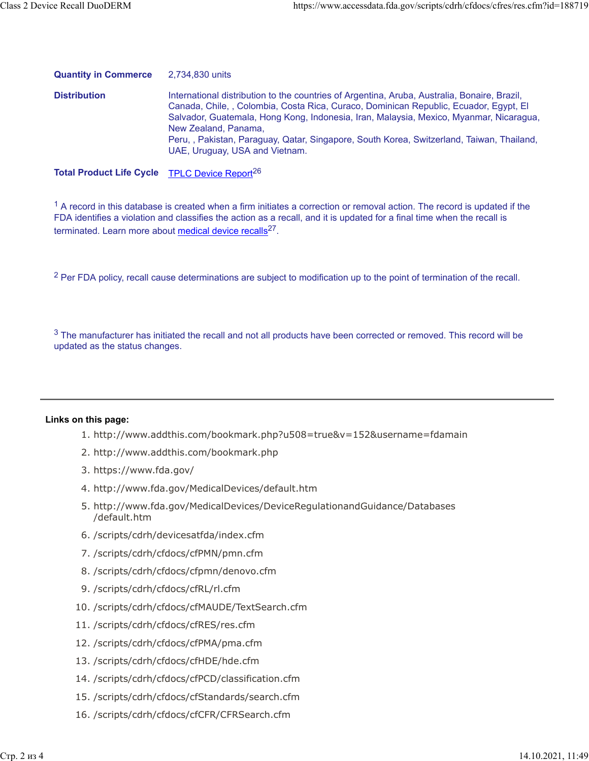| | |
|---|---|
| **Quantity in Commerce** | 2,734,830 units |
| **Distribution** | International distribution to the countries of Argentina, Aruba, Australia, Bonaire, Brazil, Canada, Chile, , Colombia, Costa Rica, Curaco, Dominican Republic, Ecuador, Egypt, El Salvador, Guatemala, Hong Kong, Indonesia, Iran, Malaysia, Mexico, Myanmar, Nicaragua, New Zealand, Panama, Peru, , Pakistan, Paraguay, Qatar, Singapore, South Korea, Switzerland, Taiwan, Thailand, UAE, Uruguay, USA and Vietnam. |
| **Total Product Life Cycle** | TPLC Device Report[26] |

[1] A record in this database is created when a firm initiates a correction or removal action. The record is updated if the FDA identifies a violation and classifies the action as a recall, and it is updated for a final time when the recall is terminated. Learn more about medical device recalls[27].

[2] Per FDA policy, recall cause determinations are subject to modification up to the point of termination of the recall.

[3] The manufacturer has initiated the recall and not all products have been corrected or removed. This record will be updated as the status changes.

---

**Links on this page:**

1. http://www.addthis.com/bookmark.php?u508=true&v=152&username=fdamain
2. http://www.addthis.com/bookmark.php
3. https://www.fda.gov/
4. http://www.fda.gov/MedicalDevices/default.htm
5. http://www.fda.gov/MedicalDevices/DeviceRegulationandGuidance/Databases/default.htm
6. /scripts/cdrh/devicesatfda/index.cfm
7. /scripts/cdrh/cfdocs/cfPMN/pmn.cfm
8. /scripts/cdrh/cfdocs/cfpmn/denovo.cfm
9. /scripts/cdrh/cfdocs/cfRL/rl.cfm
10. /scripts/cdrh/cfdocs/cfMAUDE/TextSearch.cfm
11. /scripts/cdrh/cfdocs/cfRES/res.cfm
12. /scripts/cdrh/cfdocs/cfPMA/pma.cfm
13. /scripts/cdrh/cfdocs/cfHDE/hde.cfm
14. /scripts/cdrh/cfdocs/cfPCD/classification.cfm
15. /scripts/cdrh/cfdocs/cfStandards/search.cfm
16. /scripts/cdrh/cfdocs/cfCFR/CFRSearch.cfm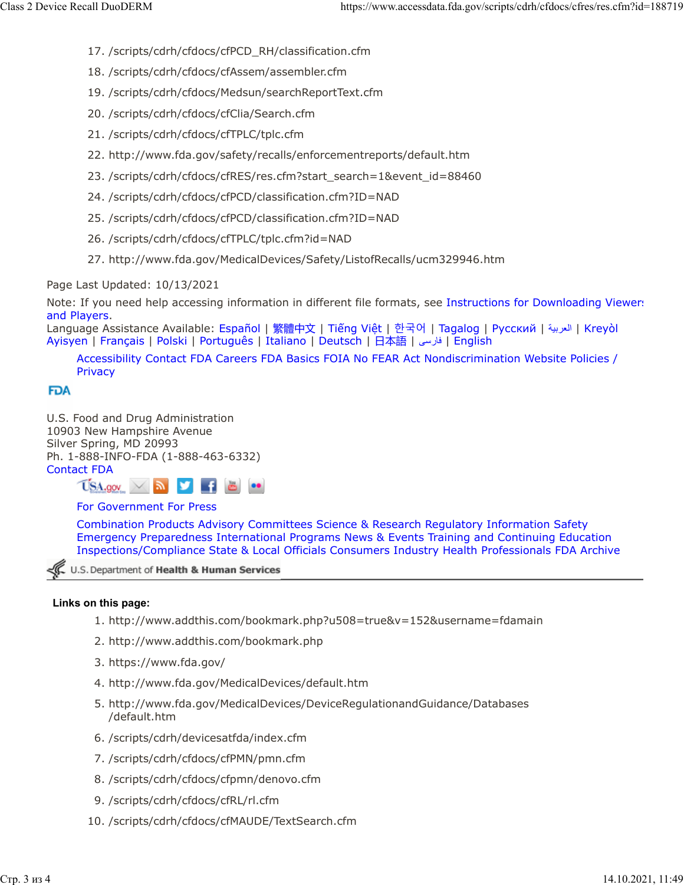17. /scripts/cdrh/cfdocs/cfPCD_RH/classification.cfm
18. /scripts/cdrh/cfdocs/cfAssem/assembler.cfm
19. /scripts/cdrh/cfdocs/Medsun/searchReportText.cfm
20. /scripts/cdrh/cfdocs/cfClia/Search.cfm
21. /scripts/cdrh/cfdocs/cfTPLC/tplc.cfm
22. http://www.fda.gov/safety/recalls/enforcementreports/default.htm
23. /scripts/cdrh/cfdocs/cfRES/res.cfm?start_search=1&event_id=88460
24. /scripts/cdrh/cfdocs/cfPCD/classification.cfm?ID=NAD
25. /scripts/cdrh/cfdocs/cfPCD/classification.cfm?ID=NAD
26. /scripts/cdrh/cfdocs/cfTPLC/tplc.cfm?id=NAD
27. http://www.fda.gov/MedicalDevices/Safety/ListofRecalls/ucm329946.htm

Page Last Updated: 10/13/2021

Note: If you need help accessing information in different file formats, see Instructions for Downloading Viewers and Players.

Language Assistance Available: Español | 繁體中文 | Tiếng Việt | 한국어 | Tagalog | Русский | العربية | Kreyòl Ayisyen | Français | Polski | Português | Italiano | Deutsch | 日本語 | فارسی | English

Accessibility Contact FDA Careers FDA Basics FOIA No FEAR Act Nondiscrimination Website Policies / Privacy

FDA

U.S. Food and Drug Administration
10903 New Hampshire Avenue
Silver Spring, MD 20993
Ph. 1-888-INFO-FDA (1-888-463-6332)
Contact FDA

For Government For Press

Combination Products Advisory Committees Science & Research Regulatory Information Safety Emergency Preparedness International Programs News & Events Training and Continuing Education Inspections/Compliance State & Local Officials Consumers Industry Health Professionals FDA Archive

U.S. Department of Health & Human Services

**Links on this page:**

1. http://www.addthis.com/bookmark.php?u508=true&v=152&username=fdamain
2. http://www.addthis.com/bookmark.php
3. https://www.fda.gov/
4. http://www.fda.gov/MedicalDevices/default.htm
5. http://www.fda.gov/MedicalDevices/DeviceRegulationandGuidance/Databases/default.htm
6. /scripts/cdrh/devicesatfda/index.cfm
7. /scripts/cdrh/cfdocs/cfPMN/pmn.cfm
8. /scripts/cdrh/cfdocs/cfpmn/denovo.cfm
9. /scripts/cdrh/cfdocs/cfRL/rl.cfm
10. /scripts/cdrh/cfdocs/cfMAUDE/TextSearch.cfm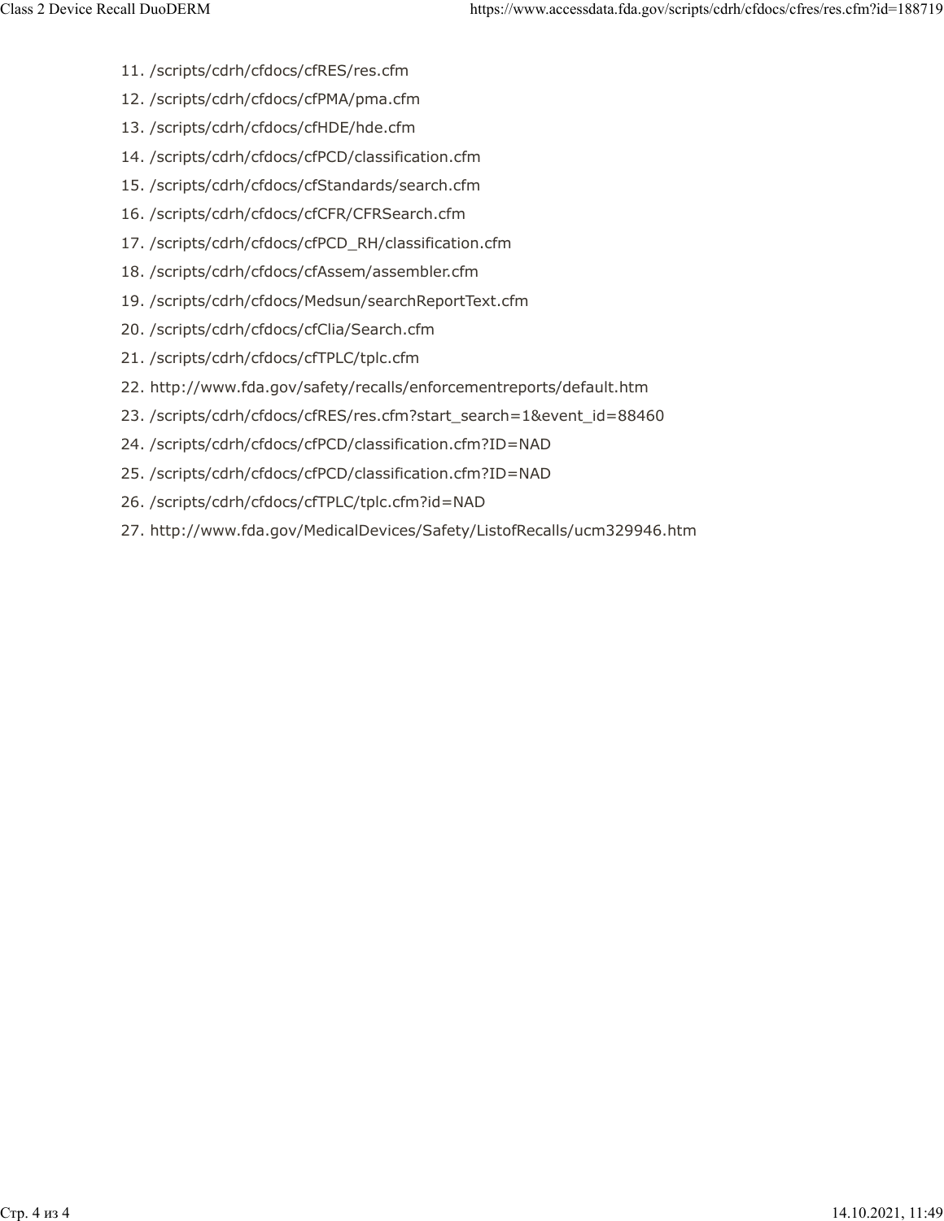11. /scripts/cdrh/cfdocs/cfRES/res.cfm
12. /scripts/cdrh/cfdocs/cfPMA/pma.cfm
13. /scripts/cdrh/cfdocs/cfHDE/hde.cfm
14. /scripts/cdrh/cfdocs/cfPCD/classification.cfm
15. /scripts/cdrh/cfdocs/cfStandards/search.cfm
16. /scripts/cdrh/cfdocs/cfCFR/CFRSearch.cfm
17. /scripts/cdrh/cfdocs/cfPCD_RH/classification.cfm
18. /scripts/cdrh/cfdocs/cfAssem/assembler.cfm
19. /scripts/cdrh/cfdocs/Medsun/searchReportText.cfm
20. /scripts/cdrh/cfdocs/cfClia/Search.cfm
21. /scripts/cdrh/cfdocs/cfTPLC/tplc.cfm
22. http://www.fda.gov/safety/recalls/enforcementreports/default.htm
23. /scripts/cdrh/cfdocs/cfRES/res.cfm?start_search=1&event_id=88460
24. /scripts/cdrh/cfdocs/cfPCD/classification.cfm?ID=NAD
25. /scripts/cdrh/cfdocs/cfPCD/classification.cfm?ID=NAD
26. /scripts/cdrh/cfdocs/cfTPLC/tplc.cfm?id=NAD
27. http://www.fda.gov/MedicalDevices/Safety/ListofRecalls/ucm329946.htm